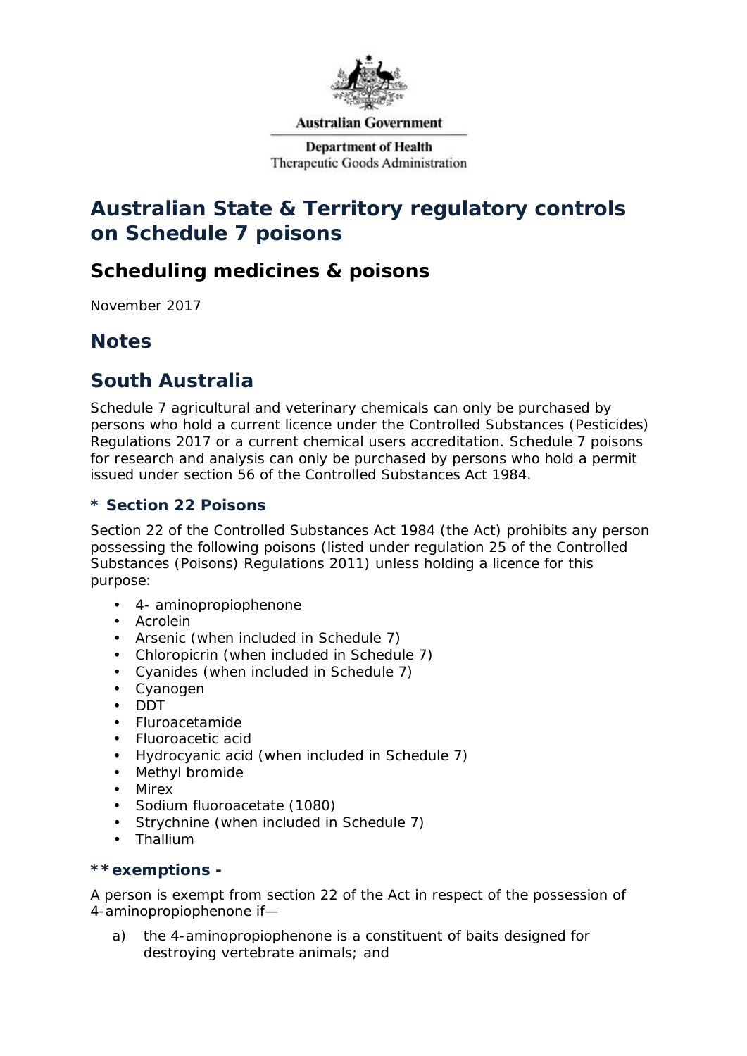Australian Government

Department of Health
Therapeutic Goods Administration

# Australian State & Territory regulatory controls on Schedule 7 poisons

## Scheduling medicines & poisons

November 2017

## Notes

## South Australia

Schedule 7 agricultural and veterinary chemicals can only be purchased by persons who hold a current licence under the Controlled Substances (Pesticides) Regulations 2017 or a current chemical users accreditation. Schedule 7 poisons for research and analysis can only be purchased by persons who hold a permit issued under section 56 of the Controlled Substances Act 1984.

### * Section 22 Poisons

Section 22 of the Controlled Substances Act 1984 (the Act) prohibits any person possessing the following poisons (listed under regulation 25 of the Controlled Substances (Poisons) Regulations 2011) unless holding a licence for this purpose:

- 4- aminopropiophenone
- Acrolein
- Arsenic (when included in Schedule 7)
- Chloropicrin (when included in Schedule 7)
- Cyanides (when included in Schedule 7)
- Cyanogen
- DDT
- Fluroacetamide
- Fluroacetic acid
- Hydrocyanic acid (when included in Schedule 7)
- Methyl bromide
- Mirex
- Sodium fluoroacetate (1080)
- Strychnine (when included in Schedule 7)
- Thallium

### **exemptions -

A person is exempt from section 22 of the Act in respect of the possession of 4-aminopropiophenone if—

a) the 4-aminopropiophenone is a constituent of baits designed for destroying vertebrate animals; and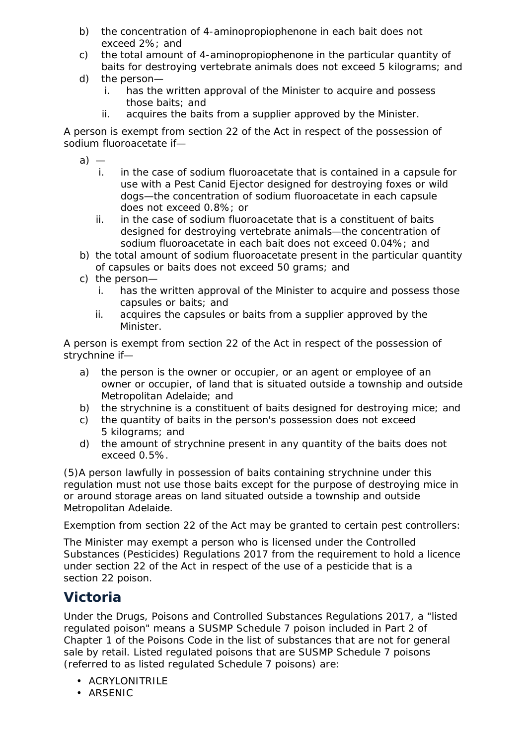b) the concentration of 4-aminopropiophenone in each bait does not exceed 2%; and
c) the total amount of 4-aminopropiophenone in the particular quantity of baits for destroying vertebrate animals does not exceed 5 kilograms; and
d) the person—
   i. has the written approval of the Minister to acquire and possess those baits; and
   ii. acquires the baits from a supplier approved by the Minister.

A person is exempt from section 22 of the Act in respect of the possession of sodium fluoroacetate if—

a) —
   i. in the case of sodium fluoroacetate that is contained in a capsule for use with a Pest Canid Ejector designed for destroying foxes or wild dogs—the concentration of sodium fluoroacetate in each capsule does not exceed 0.8%; or
   ii. in the case of sodium fluoroacetate that is a constituent of baits designed for destroying vertebrate animals—the concentration of sodium fluoroacetate in each bait does not exceed 0.04%; and
b) the total amount of sodium fluoroacetate present in the particular quantity of capsules or baits does not exceed 50 grams; and
c) the person—
   i. has the written approval of the Minister to acquire and possess those capsules or baits; and
   ii. acquires the capsules or baits from a supplier approved by the Minister.

A person is exempt from section 22 of the Act in respect of the possession of strychnine if—

a) the person is the owner or occupier, or an agent or employee of an owner or occupier, of land that is situated outside a township and outside Metropolitan Adelaide; and
b) the strychnine is a constituent of baits designed for destroying mice; and
c) the quantity of baits in the person's possession does not exceed 5 kilograms; and
d) the amount of strychnine present in any quantity of the baits does not exceed 0.5%.

(5)A person lawfully in possession of baits containing strychnine under this regulation must not use those baits except for the purpose of destroying mice in or around storage areas on land situated outside a township and outside Metropolitan Adelaide.

Exemption from section 22 of the Act may be granted to certain pest controllers:

The Minister may exempt a person who is licensed under the Controlled Substances (Pesticides) Regulations 2017 from the requirement to hold a licence under section 22 of the Act in respect of the use of a pesticide that is a section 22 poison.

## Victoria

Under the Drugs, Poisons and Controlled Substances Regulations 2017, a "listed regulated poison" means a SUSMP Schedule 7 poison included in Part 2 of Chapter 1 of the Poisons Code in the list of substances that are not for general sale by retail. Listed regulated poisons that are SUSMP Schedule 7 poisons (referred to as listed regulated Schedule 7 poisons) are:

- ACRYLONITRILE
- ARSENIC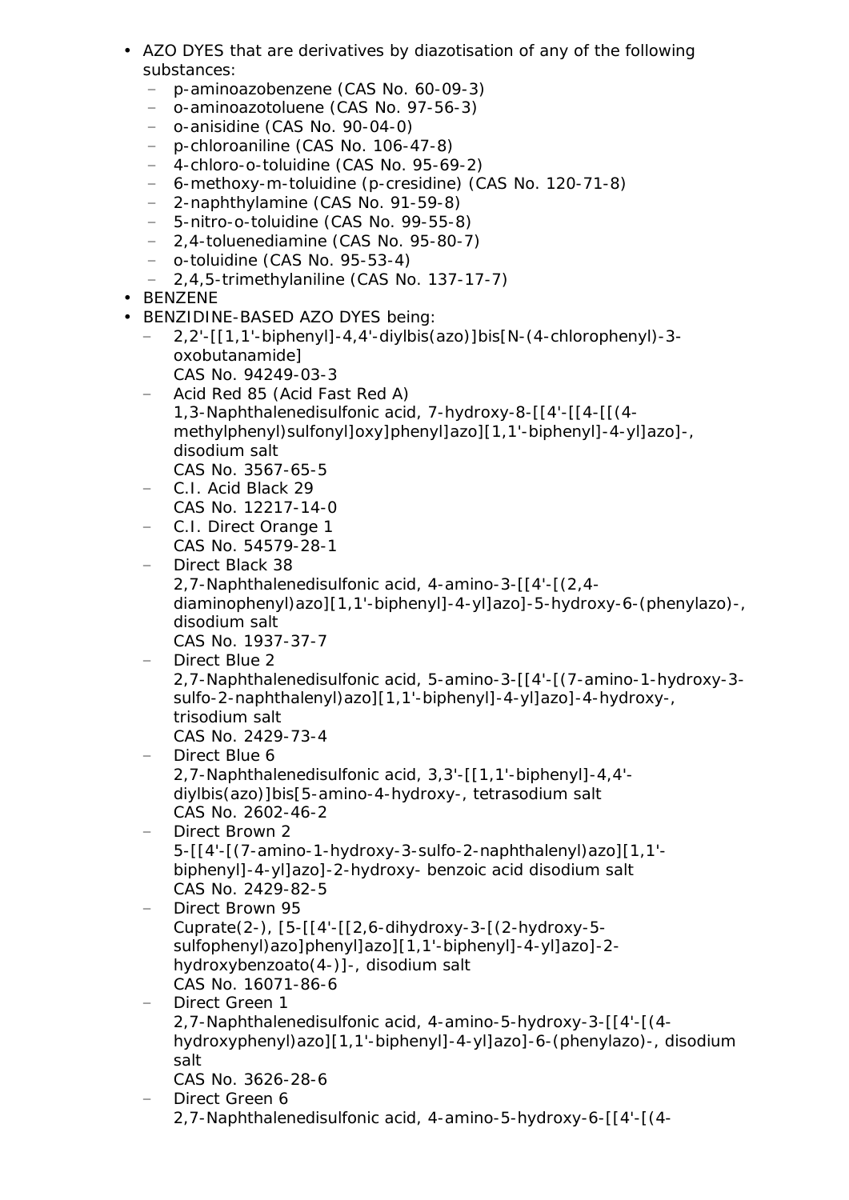- AZO DYES that are derivatives by diazotisation of any of the following substances:
  - p-aminoazobenzene (CAS No. 60-09-3)
  - o-aminoazotoluene (CAS No. 97-56-3)
  - o-anisidine (CAS No. 90-04-0)
  - p-chloroaniline (CAS No. 106-47-8)
  - 4-chloro-o-toluidine (CAS No. 95-69-2)
  - 6-methoxy-m-toluidine (p-cresidine) (CAS No. 120-71-8)
  - 2-naphthylamine (CAS No. 91-59-8)
  - 5-nitro-o-toluidine (CAS No. 99-55-8)
  - 2,4-toluenediamine (CAS No. 95-80-7)
  - o-toluidine (CAS No. 95-53-4)
  - 2,4,5-trimethylaniline (CAS No. 137-17-7)
- BENZENE
- BENZIDINE-BASED AZO DYES being:
  - 2,2'-[[1,1'-biphenyl]-4,4'-diylbis(azo)]bis[N-(4-chlorophenyl)-3-oxobutanamide]
    CAS No. 94249-03-3
  - Acid Red 85 (Acid Fast Red A)
    1,3-Naphthalenedisulfonic acid, 7-hydroxy-8-[[4'-[[4-[[(4-methylphenyl)sulfonyl]oxy]phenyl]azo][1,1'-biphenyl]-4-yl]azo]-, disodium salt
    CAS No. 3567-65-5
  - C.I. Acid Black 29
    CAS No. 12217-14-0
  - C.I. Direct Orange 1
    CAS No. 54579-28-1
  - Direct Black 38
    2,7-Naphthalenedisulfonic acid, 4-amino-3-[[4'-[(2,4-diaminophenyl)azo][1,1'-biphenyl]-4-yl]azo]-5-hydroxy-6-(phenylazo)-, disodium salt
    CAS No. 1937-37-7
  - Direct Blue 2
    2,7-Naphthalenedisulfonic acid, 5-amino-3-[[4'-[(7-amino-1-hydroxy-3-sulfo-2-naphthalenyl)azo][1,1'-biphenyl]-4-yl]azo]-4-hydroxy-, trisodium salt
    CAS No. 2429-73-4
  - Direct Blue 6
    2,7-Naphthalenedisulfonic acid, 3,3'-[[1,1'-biphenyl]-4,4'-diylbis(azo)]bis[5-amino-4-hydroxy-, tetrasodium salt
    CAS No. 2602-46-2
  - Direct Brown 2
    5-[[4'-[(7-amino-1-hydroxy-3-sulfo-2-naphthalenyl)azo][1,1'-biphenyl]-4-yl]azo]-2-hydroxy- benzoic acid disodium salt
    CAS No. 2429-82-5
  - Direct Brown 95
    Cuprate(2-), [5-[[4'-[[2,6-dihydroxy-3-[(2-hydroxy-5-sulfophenyl)azo]phenyl]azo][1,1'-biphenyl]-4-yl]azo]-2-hydroxybenzoato(4-)]-, disodium salt
    CAS No. 16071-86-6
  - Direct Green 1
    2,7-Naphthalenedisulfonic acid, 4-amino-5-hydroxy-3-[[4'-[(4-hydroxyphenyl)azo][1,1'-biphenyl]-4-yl]azo]-6-(phenylazo)-, disodium salt
    CAS No. 3626-28-6
  - Direct Green 6
    2,7-Naphthalenedisulfonic acid, 4-amino-5-hydroxy-6-[[4'-[(4-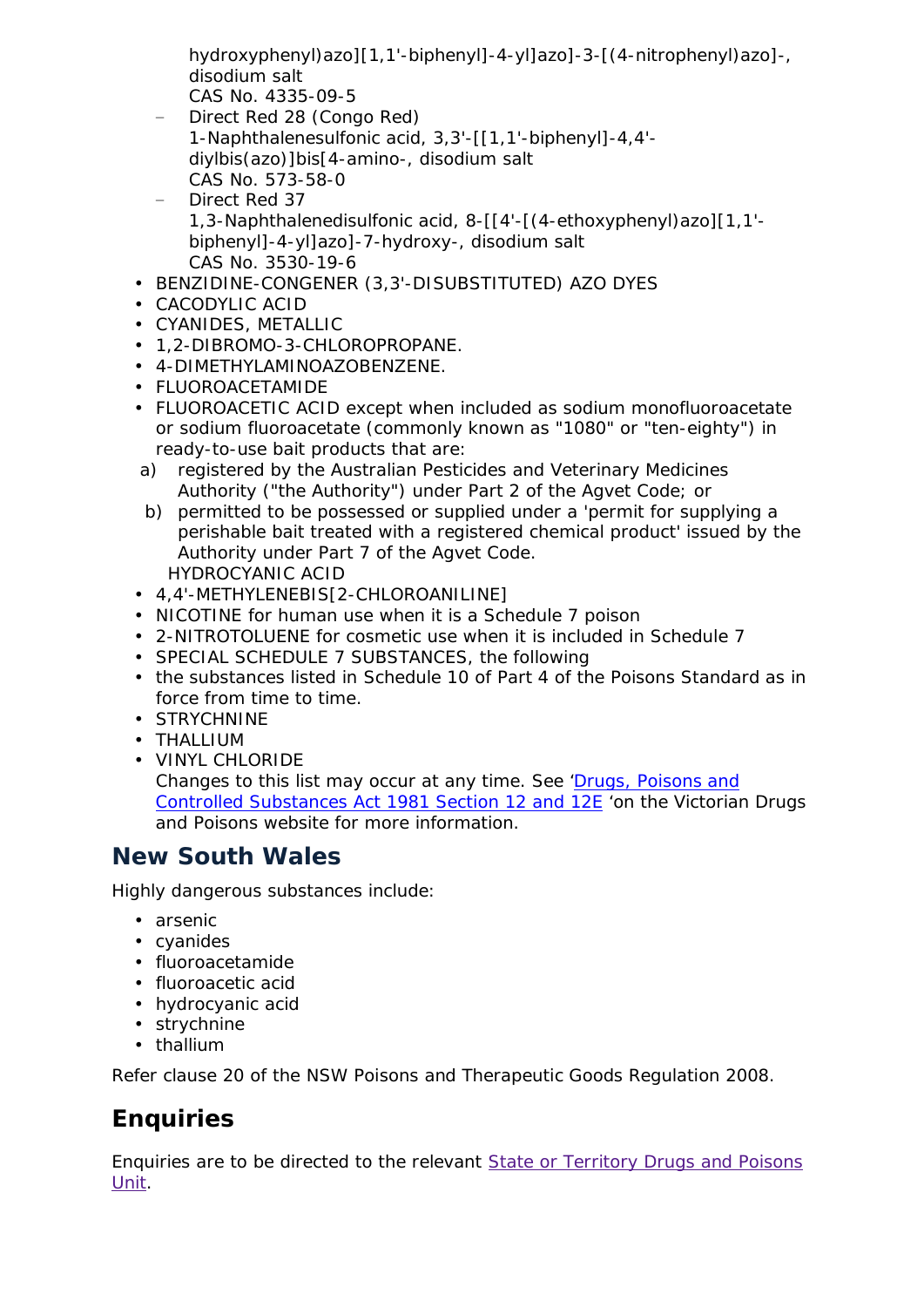hydroxyphenyl)azo][1,1'-biphenyl]-4-yl]azo]-3-[(4-nitrophenyl)azo]-, disodium salt
    CAS No. 4335-09-5
  - Direct Red 28 (Congo Red)
    1-Naphthalenesulfonic acid, 3,3'-[[1,1'-biphenyl]-4,4'-diylbis(azo)]bis[4-amino-, disodium salt
    CAS No. 573-58-0
  - Direct Red 37
    1,3-Naphthalenedisulfonic acid, 8-[[4'-[(4-ethoxyphenyl)azo][1,1'-biphenyl]-4-yl]azo]-7-hydroxy-, disodium salt
    CAS No. 3530-19-6
- BENZIDINE-CONGENER (3,3'-DISUBSTITUTED) AZO DYES
- CACODYLIC ACID
- CYANIDES, METALLIC
- 1,2-DIBROMO-3-CHLOROPROPANE.
- 4-DIMETHYLAMINOAZOBENZENE.
- FLUOROACETAMIDE
- FLUOROACETIC ACID except when included as sodium monofluoroacetate or sodium fluoroacetate (commonly known as "1080" or "ten-eighty") in ready-to-use bait products that are:
  a) registered by the Australian Pesticides and Veterinary Medicines Authority ("the Authority") under Part 2 of the Agvet Code; or
  b) permitted to be possessed or supplied under a 'permit for supplying a perishable bait treated with a registered chemical product' issued by the Authority under Part 7 of the Agvet Code.

  HYDROCYANIC ACID
- 4,4'-METHYLENEBIS[2-CHLOROANILINE]
- NICOTINE for human use when it is a Schedule 7 poison
- 2-NITROTOLUENE for cosmetic use when it is included in Schedule 7
- SPECIAL SCHEDULE 7 SUBSTANCES, the following
- the substances listed in Schedule 10 of Part 4 of the Poisons Standard as in force from time to time.
- STRYCHNINE
- THALLIUM
- VINYL CHLORIDE

  Changes to this list may occur at any time. See 'Drugs, Poisons and Controlled Substances Act 1981 Section 12 and 12E 'on the Victorian Drugs and Poisons website for more information.

## New South Wales

Highly dangerous substances include:

- arsenic
- cyanides
- fluoroacetamide
- fluoroacetic acid
- hydrocyanic acid
- strychnine
- thallium

Refer clause 20 of the NSW Poisons and Therapeutic Goods Regulation 2008.

## Enquiries

Enquiries are to be directed to the relevant State or Territory Drugs and Poisons Unit.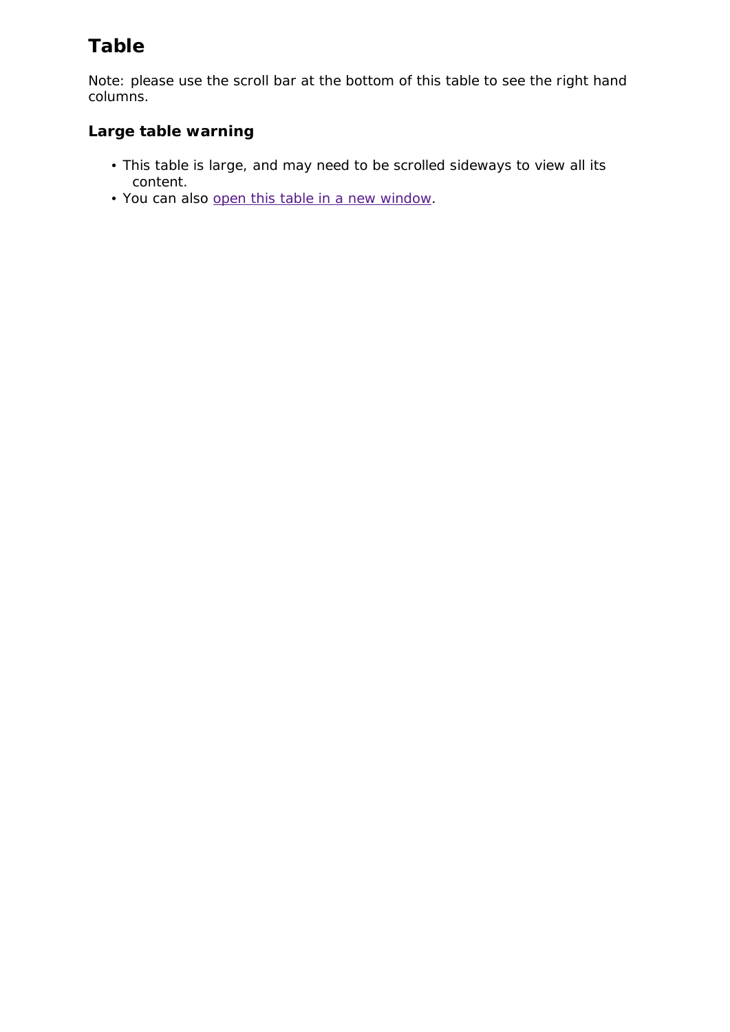# Table

Note: please use the scroll bar at the bottom of this table to see the right hand columns.

### Large table warning

- This table is large, and may need to be scrolled sideways to view all its content.
- You can also open this table in a new window.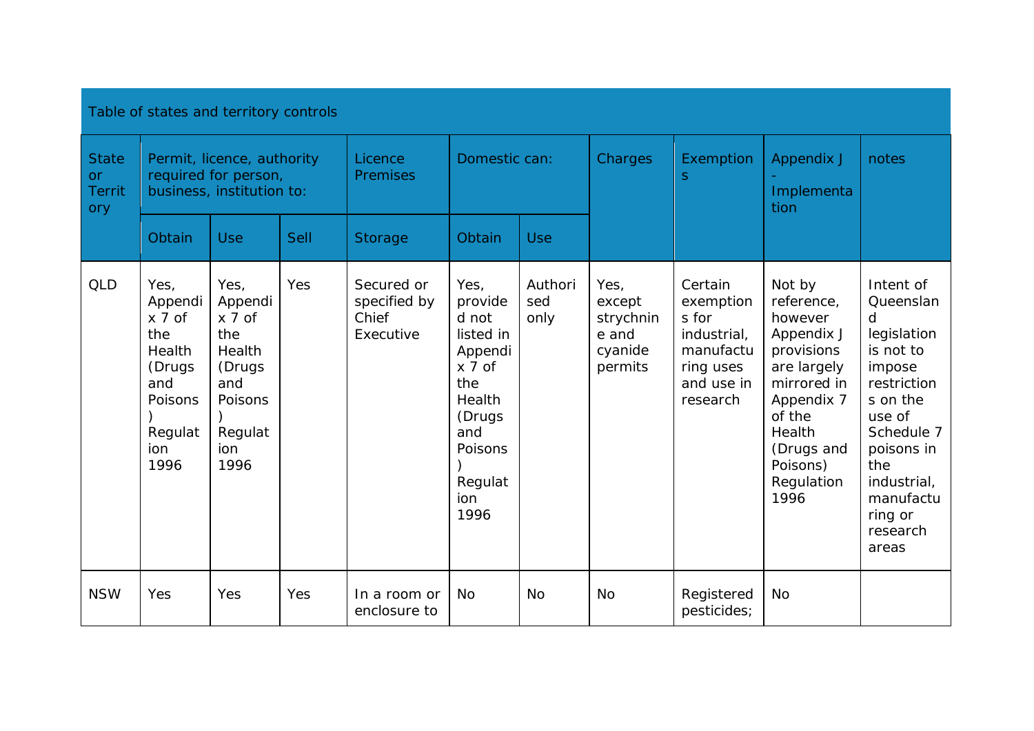| Table of states and territory controls | | | | | | | | | | |
|---|---|---|---|---|---|---|---|---|---|---|
| State or Territory | Permit, licence, authority required for person, business, institution to: | | | Licence Premises | Domestic can: | | Charges | Exemptions | Appendix J - Implementation | notes |
| | Obtain | Use | Sell | Storage | Obtain | Use | | | | |
| QLD | Yes, Appendix 7 of the Health (Drugs and Poisons) Regulation 1996 | Yes, Appendix 7 of the Health (Drugs and Poisons) Regulation 1996 | Yes | Secured or specified by Chief Executive | Yes, provided not listed in Appendix 7 of the Health (Drugs and Poisons) Regulation 1996 | Authorised only | Yes, except strychnine and cyanide permits | Certain exemptions for industrial, manufacturing uses and use in research | Not by reference, however Appendix J provisions are largely mirrored in Appendix 7 of the Health (Drugs and Poisons) Regulation 1996 | Intent of Queensland legislation is not to impose restrictions on the use of Schedule 7 poisons in the industrial, manufacturing or research areas |
| NSW | Yes | Yes | Yes | In a room or enclosure to | No | No | No | Registered pesticides; | No | |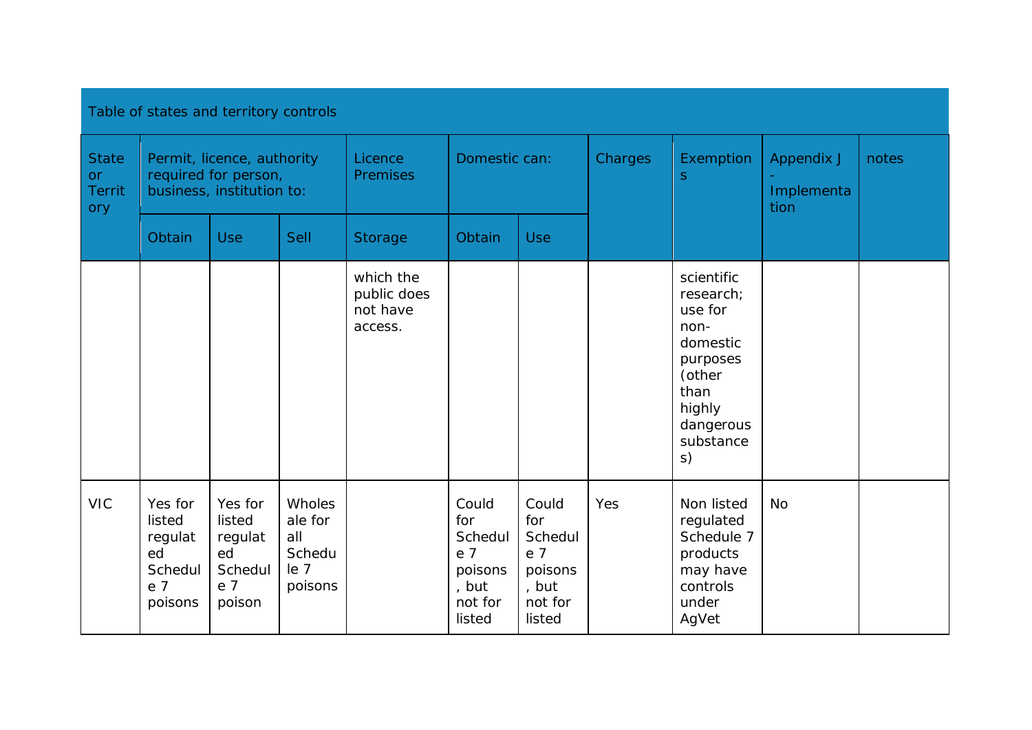| Table of states and territory controls | | | | | | | | | | |
|---|---|---|---|---|---|---|---|---|---|---|
| State or Territory | Permit, licence, authority required for person, business, institution to: | | | Licence Premises | Domestic can: | | Charges | Exemptions | Appendix J - Implementation | notes |
| | Obtain | Use | Sell | Storage | Obtain | Use | | | | |
| | | | | which the public does not have access. | | | | scientific research; use for non-domestic purposes (other than highly dangerous substances) | | |
| VIC | Yes for listed regulated Schedule 7 poisons | Yes for listed regulated Schedule 7 poison | Wholesale for all Schedule 7 poisons | | Could for Schedule 7 poisons, but not for listed | Could for Schedule 7 poisons, but not for listed | Yes | Non listed regulated Schedule 7 products may have controls under AgVet | No | |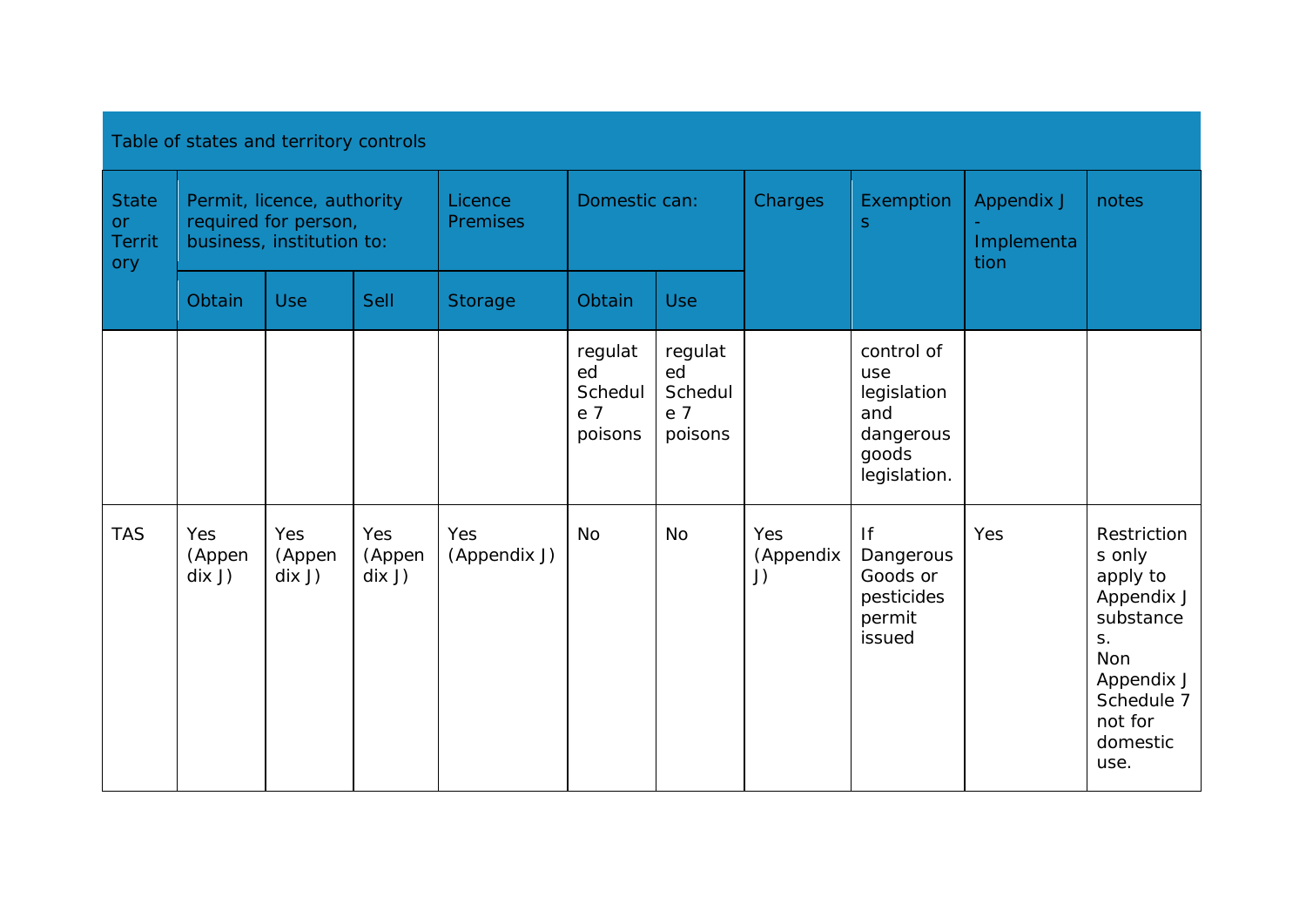| Table of states and territory controls | | | | | | | | | | |
|---|---|---|---|---|---|---|---|---|---|---|
| State or Territory | Permit, licence, authority required for person, business, institution to: | | | Licence Premises | Domestic can: | | Charges | Exemptions | Appendix J - Implementation | notes |
| | Obtain | Use | Sell | Storage | Obtain | Use | | | | |
| | | | | | regulated Schedule 7 poisons | regulated Schedule 7 poisons | | control of use legislation and dangerous goods legislation. | | |
| TAS | Yes (Appendix J) | Yes (Appendix J) | Yes (Appendix J) | Yes (Appendix J) | No | No | Yes (Appendix J) | If Dangerous Goods or pesticides permit issued | Yes | Restrictions only apply to Appendix J substances. Non Appendix J Schedule 7 not for domestic use. |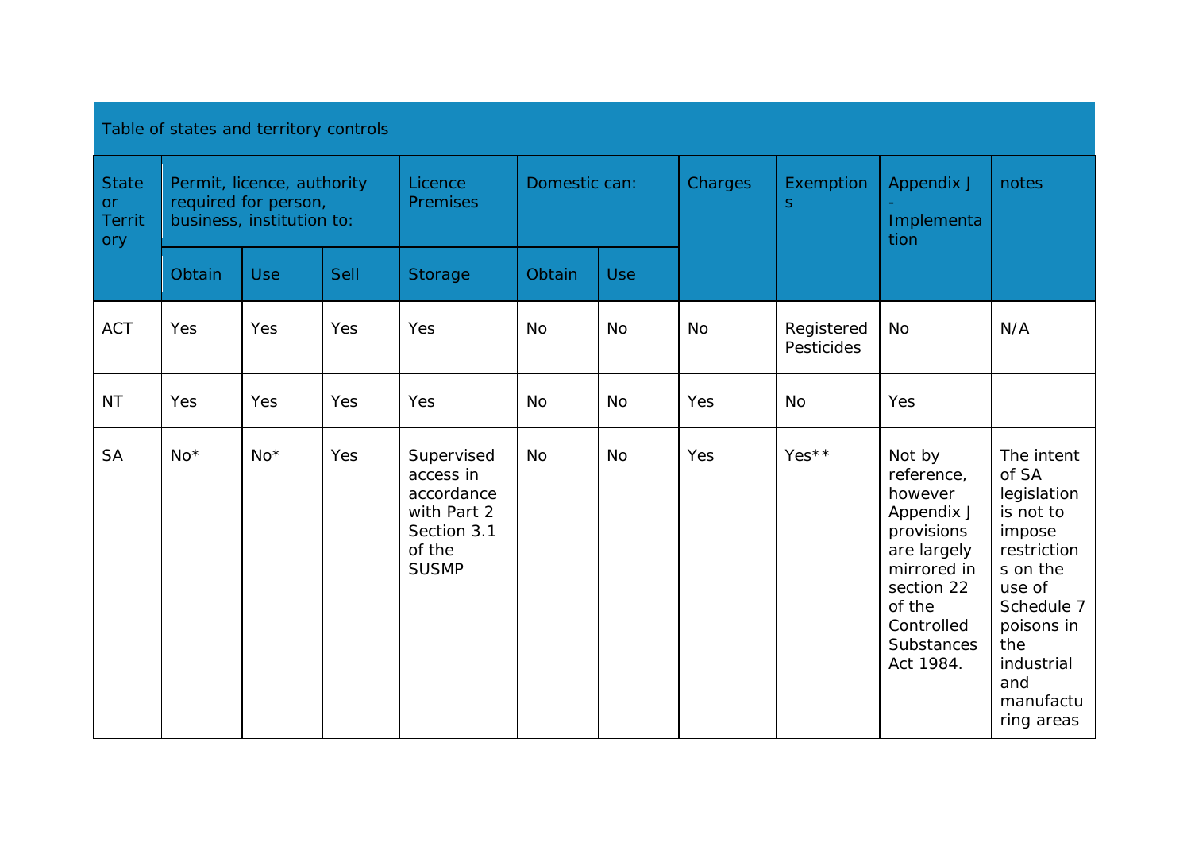| Table of states and territory controls | | | | | | | | | | |
|---|---|---|---|---|---|---|---|---|---|---|
| State or Territory | Permit, licence, authority required for person, business, institution to: | | | Licence Premises | Domestic can: | | Charges | Exemptions | Appendix J - Implementation | notes |
| | Obtain | Use | Sell | Storage | Obtain | Use | | | | |
| ACT | Yes | Yes | Yes | Yes | No | No | No | Registered Pesticides | No | N/A |
| NT | Yes | Yes | Yes | Yes | No | No | Yes | No | Yes | |
| SA | No* | No* | Yes | Supervised access in accordance with Part 2 Section 3.1 of the SUSMP | No | No | Yes | Yes** | Not by reference, however Appendix J provisions are largely mirrored in section 22 of the Controlled Substances Act 1984. | The intent of SA legislation is not to impose restrictions on the use of Schedule 7 poisons in the industrial and manufacturing areas |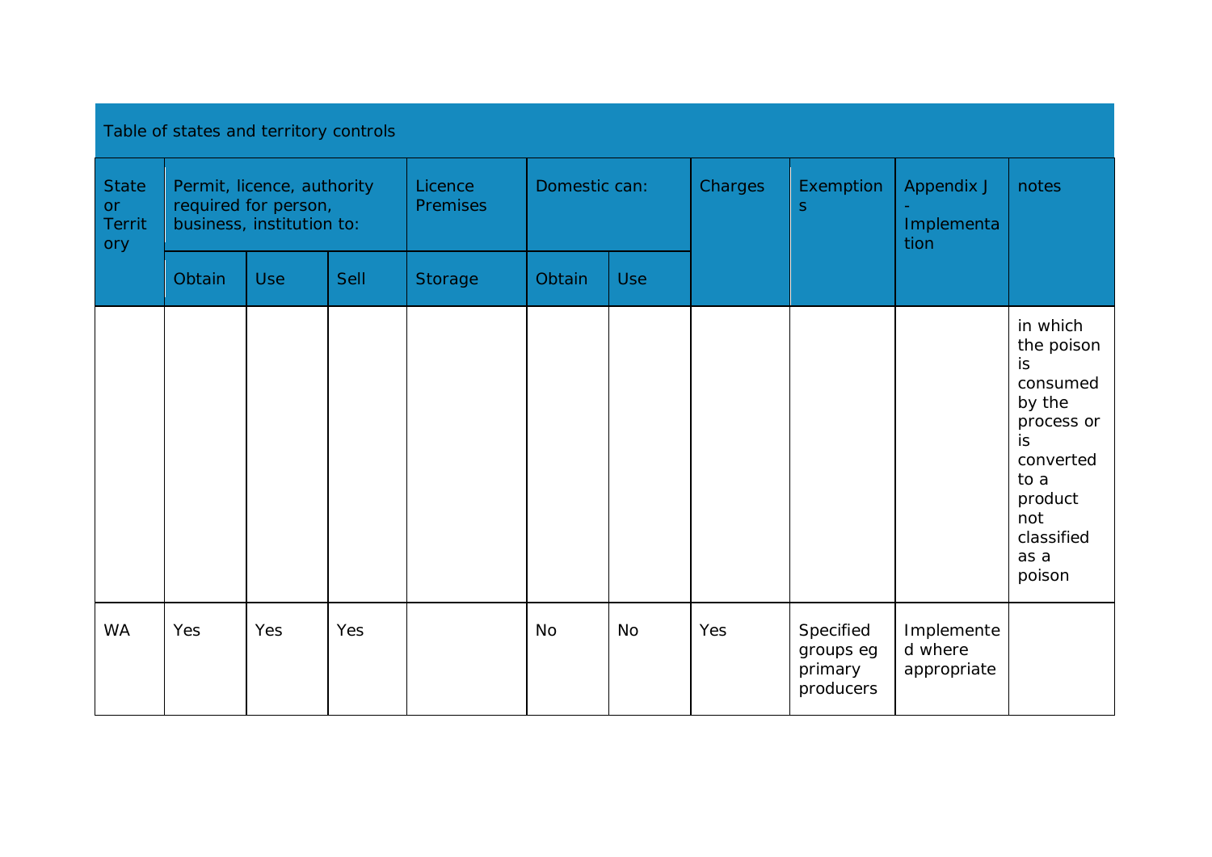| Table of states and territory controls | | | | | | | | | | |
|---|---|---|---|---|---|---|---|---|---|---|
| State or Territory | Permit, licence, authority required for person, business, institution to: | | | Licence Premises | Domestic can: | | Charges | Exemptions | Appendix J - Implementation | notes |
| | Obtain | Use | Sell | Storage | Obtain | Use | | | | |
| | | | | | | | | | | in which the poison is consumed by the process or is converted to a product not classified as a poison |
| WA | Yes | Yes | Yes | | No | No | Yes | Specified groups eg primary producers | Implemented where appropriate | |